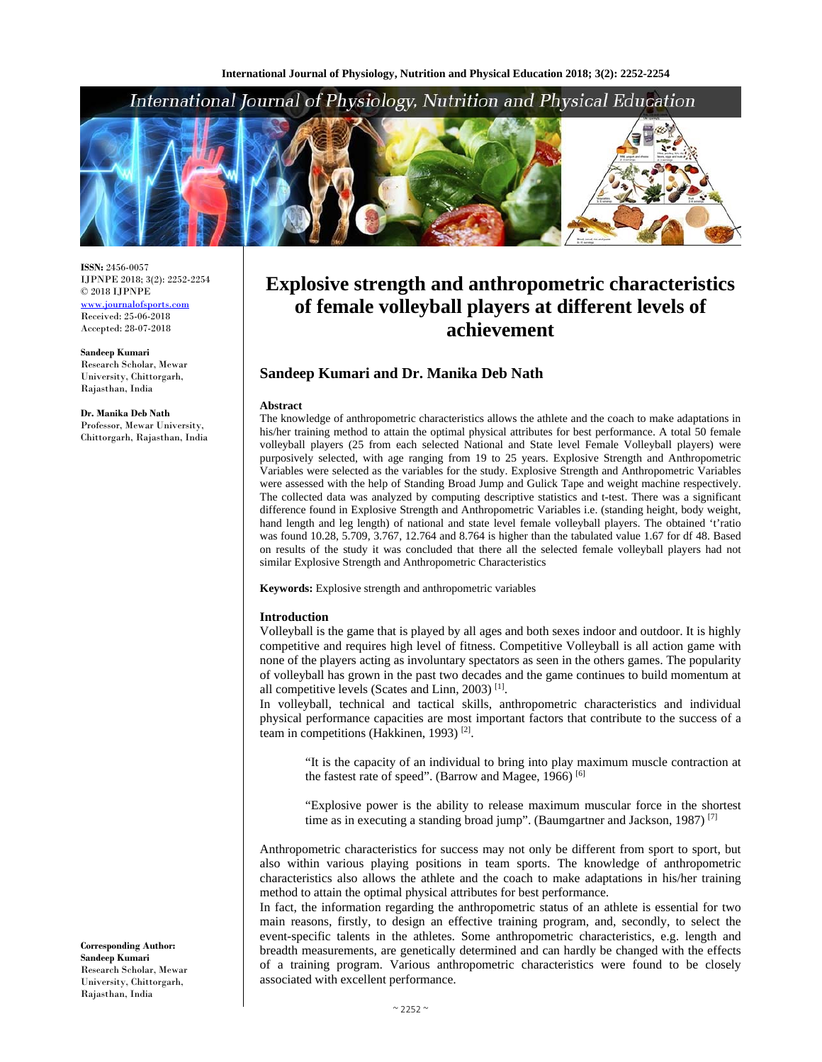**ISSN:** 2456-0057
IJPNPE 2018; 3(2): 2252-2254
© 2018 IJPNPE
www.journalofsports.com
Received: 25-06-2018
Accepted: 28-07-2018

**Sandeep Kumari**
Research Scholar, Mewar University, Chittorgarh, Rajasthan, India

**Dr. Manika Deb Nath**
Professor, Mewar University, Chittorgarh, Rajasthan, India

**Corresponding Author:**
**Sandeep Kumari**
Research Scholar, Mewar University, Chittorgarh, Rajasthan, India

# Explosive strength and anthropometric characteristics of female volleyball players at different levels of achievement

## Sandeep Kumari and Dr. Manika Deb Nath

### Abstract

The knowledge of anthropometric characteristics allows the athlete and the coach to make adaptations in his/her training method to attain the optimal physical attributes for best performance. A total 50 female volleyball players (25 from each selected National and State level Female Volleyball players) were purposively selected, with age ranging from 19 to 25 years. Explosive Strength and Anthropometric Variables were selected as the variables for the study. Explosive Strength and Anthropometric Variables were assessed with the help of Standing Broad Jump and Gulick Tape and weight machine respectively. The collected data was analyzed by computing descriptive statistics and t-test. There was a significant difference found in Explosive Strength and Anthropometric Variables i.e. (standing height, body weight, hand length and leg length) of national and state level female volleyball players. The obtained 't'ratio was found 10.28, 5.709, 3.767, 12.764 and 8.764 is higher than the tabulated value 1.67 for df 48. Based on results of the study it was concluded that there all the selected female volleyball players had not similar Explosive Strength and Anthropometric Characteristics

**Keywords:** Explosive strength and anthropometric variables

### Introduction

Volleyball is the game that is played by all ages and both sexes indoor and outdoor. It is highly competitive and requires high level of fitness. Competitive Volleyball is all action game with none of the players acting as involuntary spectators as seen in the others games. The popularity of volleyball has grown in the past two decades and the game continues to build momentum at all competitive levels (Scates and Linn, 2003) [1].

In volleyball, technical and tactical skills, anthropometric characteristics and individual physical performance capacities are most important factors that contribute to the success of a team in competitions (Hakkinen, 1993) [2].

> "It is the capacity of an individual to bring into play maximum muscle contraction at the fastest rate of speed". (Barrow and Magee, 1966) [6]

> "Explosive power is the ability to release maximum muscular force in the shortest time as in executing a standing broad jump". (Baumgartner and Jackson, 1987) [7]

Anthropometric characteristics for success may not only be different from sport to sport, but also within various playing positions in team sports. The knowledge of anthropometric characteristics also allows the athlete and the coach to make adaptations in his/her training method to attain the optimal physical attributes for best performance.

In fact, the information regarding the anthropometric status of an athlete is essential for two main reasons, firstly, to design an effective training program, and, secondly, to select the event-specific talents in the athletes. Some anthropometric characteristics, e.g. length and breadth measurements, are genetically determined and can hardly be changed with the effects of a training program. Various anthropometric characteristics were found to be closely associated with excellent performance.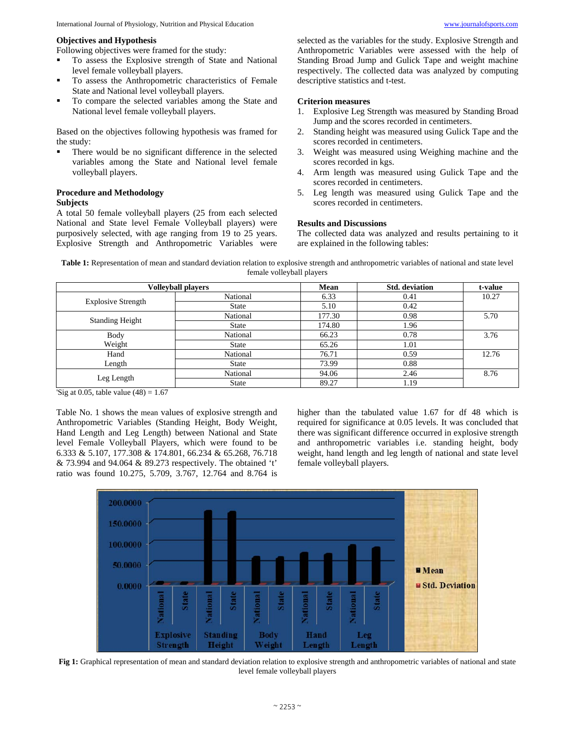### Objectives and Hypothesis

Following objectives were framed for the study:

- To assess the Explosive strength of State and National level female volleyball players.
- To assess the Anthropometric characteristics of Female State and National level volleyball players.
- To compare the selected variables among the State and National level female volleyball players.

Based on the objectives following hypothesis was framed for the study:

- There would be no significant difference in the selected variables among the State and National level female volleyball players.

### Procedure and Methodology

#### Subjects

A total 50 female volleyball players (25 from each selected National and State level Female Volleyball players) were purposively selected, with age ranging from 19 to 25 years. Explosive Strength and Anthropometric Variables were selected as the variables for the study. Explosive Strength and Anthropometric Variables were assessed with the help of Standing Broad Jump and Gulick Tape and weight machine respectively. The collected data was analyzed by computing descriptive statistics and t-test.

#### Criterion measures

1. Explosive Leg Strength was measured by Standing Broad Jump and the scores recorded in centimeters.
2. Standing height was measured using Gulick Tape and the scores recorded in centimeters.
3. Weight was measured using Weighing machine and the scores recorded in kgs.
4. Arm length was measured using Gulick Tape and the scores recorded in centimeters.
5. Leg length was measured using Gulick Tape and the scores recorded in centimeters.

### Results and Discussions

The collected data was analyzed and results pertaining to it are explained in the following tables:

**Table 1:** Representation of mean and standard deviation relation to explosive strength and anthropometric variables of national and state level female volleyball players

| Volleyball players | | Mean | Std. deviation | t-value |
|---|---|---|---|---|
| Explosive Strength | National | 6.33 | 0.41 | 10.27 |
| | State | 5.10 | 0.42 | |
| Standing Height | National | 177.30 | 0.98 | 5.70 |
| | State | 174.80 | 1.96 | |
| Body Weight | National | 66.23 | 0.78 | 3.76 |
| | State | 65.26 | 1.01 | |
| Hand Length | National | 76.71 | 0.59 | 12.76 |
| | State | 73.99 | 0.88 | |
| Leg Length | National | 94.06 | 2.46 | 8.76 |
| | State | 89.27 | 1.19 | |

'Sig at 0.05, table value (48) = 1.67

Table No. 1 shows the mean values of explosive strength and Anthropometric Variables (Standing Height, Body Weight, Hand Length and Leg Length) between National and State level Female Volleyball Players, which were found to be 6.333 & 5.107, 177.308 & 174.801, 66.234 & 65.268, 76.718 & 73.994 and 94.064 & 89.273 respectively. The obtained 't' ratio was found 10.275, 5.709, 3.767, 12.764 and 8.764 is higher than the tabulated value 1.67 for df 48 which is required for significance at 0.05 levels. It was concluded that there was significant difference occurred in explosive strength and anthropometric variables i.e. standing height, body weight, hand length and leg length of national and state level female volleyball players.

**Fig 1:** Graphical representation of mean and standard deviation relation to explosive strength and anthropometric variables of national and state level female volleyball players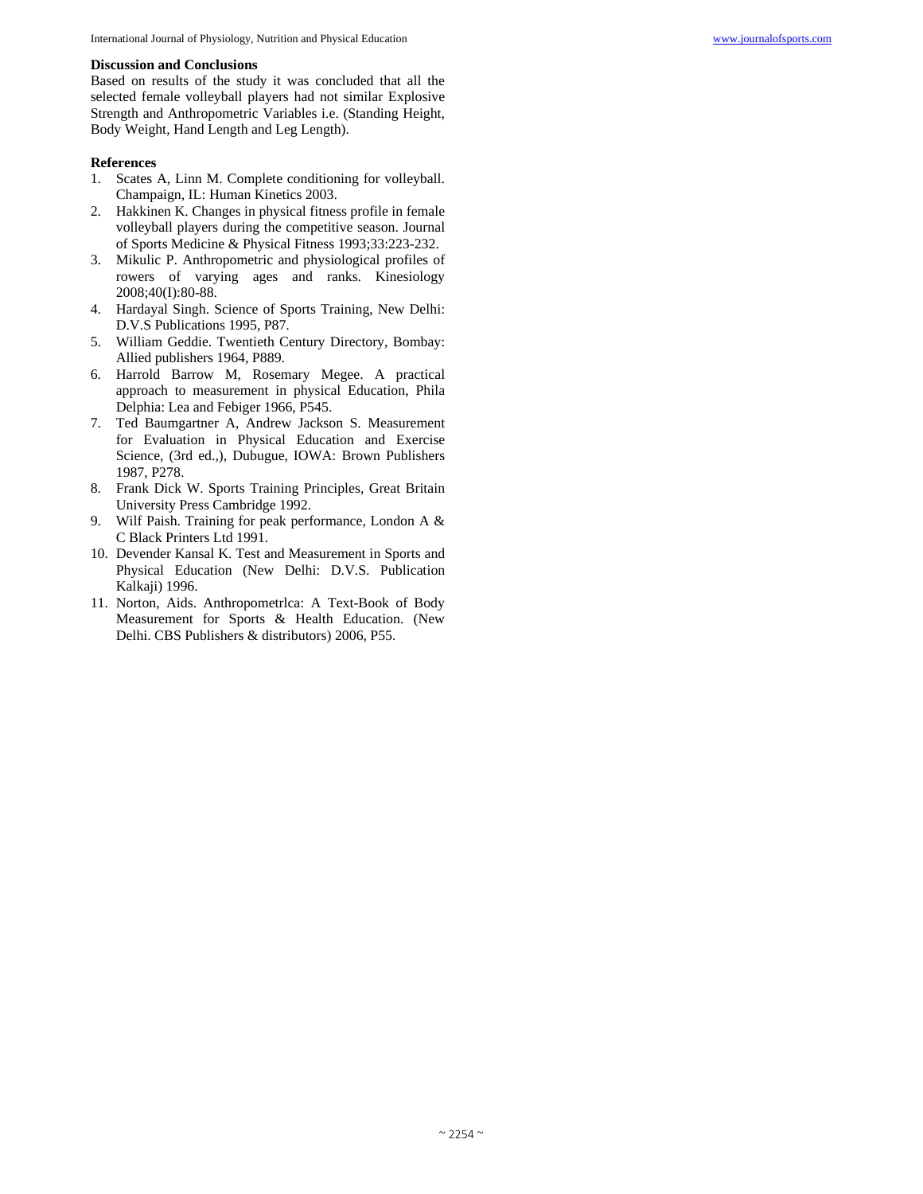## Discussion and Conclusions

Based on results of the study it was concluded that all the selected female volleyball players had not similar Explosive Strength and Anthropometric Variables i.e. (Standing Height, Body Weight, Hand Length and Leg Length).

## References

1. Scates A, Linn M. Complete conditioning for volleyball. Champaign, IL: Human Kinetics 2003.
2. Hakkinen K. Changes in physical fitness profile in female volleyball players during the competitive season. Journal of Sports Medicine & Physical Fitness 1993;33:223-232.
3. Mikulic P. Anthropometric and physiological profiles of rowers of varying ages and ranks. Kinesiology 2008;40(I):80-88.
4. Hardayal Singh. Science of Sports Training, New Delhi: D.V.S Publications 1995, P87.
5. William Geddie. Twentieth Century Directory, Bombay: Allied publishers 1964, P889.
6. Harrold Barrow M, Rosemary Megee. A practical approach to measurement in physical Education, Phila Delphia: Lea and Febiger 1966, P545.
7. Ted Baumgartner A, Andrew Jackson S. Measurement for Evaluation in Physical Education and Exercise Science, (3rd ed.,), Dubugue, IOWA: Brown Publishers 1987, P278.
8. Frank Dick W. Sports Training Principles, Great Britain University Press Cambridge 1992.
9. Wilf Paish. Training for peak performance, London A & C Black Printers Ltd 1991.
10. Devender Kansal K. Test and Measurement in Sports and Physical Education (New Delhi: D.V.S. Publication Kalkaji) 1996.
11. Norton, Aids. Anthropometrlca: A Text-Book of Body Measurement for Sports & Health Education. (New Delhi. CBS Publishers & distributors) 2006, P55.